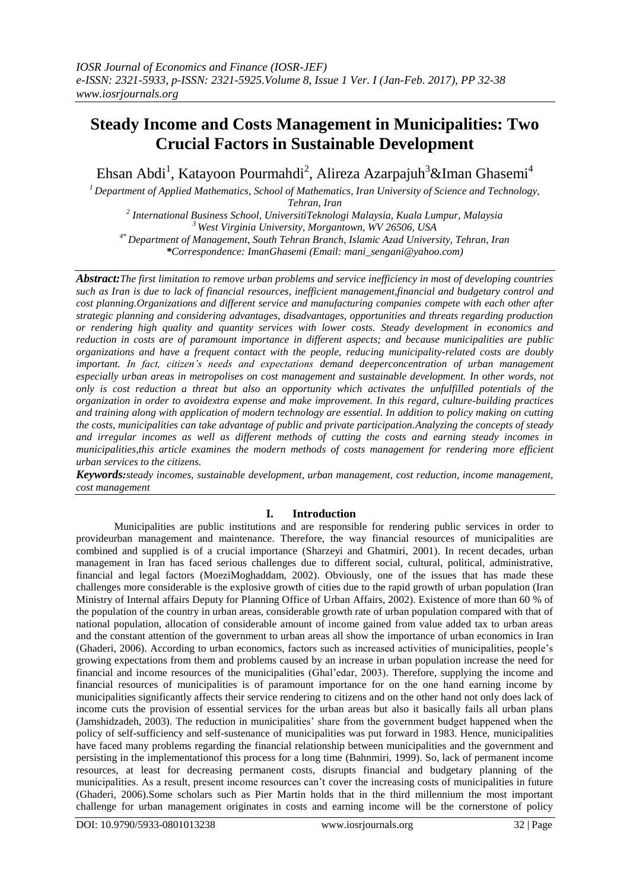# Steady Income and Costs Management in Municipalities: Two Crucial Factors in Sustainable Development

Ehsan Abdi[1], Katayoon Pourmahdi[2], Alireza Azarpajuh[3]&Iman Ghasemi[4]

[1] *Department of Applied Mathematics, School of Mathematics, Iran University of Science and Technology, Tehran, Iran*
[2] *International Business School, UniversitiTeknologi Malaysia, Kuala Lumpur, Malaysia*
[3] *West Virginia University, Morgantown, WV 26506, USA*
[4*] *Department of Management, South Tehran Branch, Islamic Azad University, Tehran, Iran*
***Correspondence: ImanGhasemi (Email: mani_sengani@yahoo.com)***

***Abstract:*** *The first limitation to remove urban problems and service inefficiency in most of developing countries such as Iran is due to lack of financial resources, inefficient management,financial and budgetary control and cost planning.Organizations and different service and manufacturing companies compete with each other after strategic planning and considering advantages, disadvantages, opportunities and threats regarding production or rendering high quality and quantity services with lower costs. Steady development in economics and reduction in costs are of paramount importance in different aspects; and because municipalities are public organizations and have a frequent contact with the people, reducing municipality-related costs are doubly important. In fact, citizen's needs and expectations demand deeperconcentration of urban management especially urban areas in metropolises on cost management and sustainable development. In other words, not only is cost reduction a threat but also an opportunity which activates the unfulfilled potentials of the organization in order to avoidextra expense and make improvement. In this regard, culture-building practices and training along with application of modern technology are essential. In addition to policy making on cutting the costs, municipalities can take advantage of public and private participation.Analyzing the concepts of steady and irregular incomes as well as different methods of cutting the costs and earning steady incomes in municipalities,this article examines the modern methods of costs management for rendering more efficient urban services to the citizens.*

***Keywords:*** *steady incomes, sustainable development, urban management, cost reduction, income management, cost management*

## I. Introduction

Municipalities are public institutions and are responsible for rendering public services in order to provideurban management and maintenance. Therefore, the way financial resources of municipalities are combined and supplied is of a crucial importance (Sharzeyi and Ghatmiri, 2001). In recent decades, urban management in Iran has faced serious challenges due to different social, cultural, political, administrative, financial and legal factors (MoeziMoghaddam, 2002). Obviously, one of the issues that has made these challenges more considerable is the explosive growth of cities due to the rapid growth of urban population (Iran Ministry of Internal affairs Deputy for Planning Office of Urban Affairs, 2002). Existence of more than 60 % of the population of the country in urban areas, considerable growth rate of urban population compared with that of national population, allocation of considerable amount of income gained from value added tax to urban areas and the constant attention of the government to urban areas all show the importance of urban economics in Iran (Ghaderi, 2006). According to urban economics, factors such as increased activities of municipalities, people's growing expectations from them and problems caused by an increase in urban population increase the need for financial and income resources of the municipalities (Ghal'edar, 2003). Therefore, supplying the income and financial resources of municipalities is of paramount importance for on the one hand earning income by municipalities significantly affects their service rendering to citizens and on the other hand not only does lack of income cuts the provision of essential services for the urban areas but also it basically fails all urban plans (Jamshidzadeh, 2003). The reduction in municipalities' share from the government budget happened when the policy of self-sufficiency and self-sustenance of municipalities was put forward in 1983. Hence, municipalities have faced many problems regarding the financial relationship between municipalities and the government and persisting in the implementationof this process for a long time (Bahnmiri, 1999). So, lack of permanent income resources, at least for decreasing permanent costs, disrupts financial and budgetary planning of the municipalities. As a result, present income resources can't cover the increasing costs of municipalities in future (Ghaderi, 2006).Some scholars such as Pier Martin holds that in the third millennium the most important challenge for urban management originates in costs and earning income will be the cornerstone of policy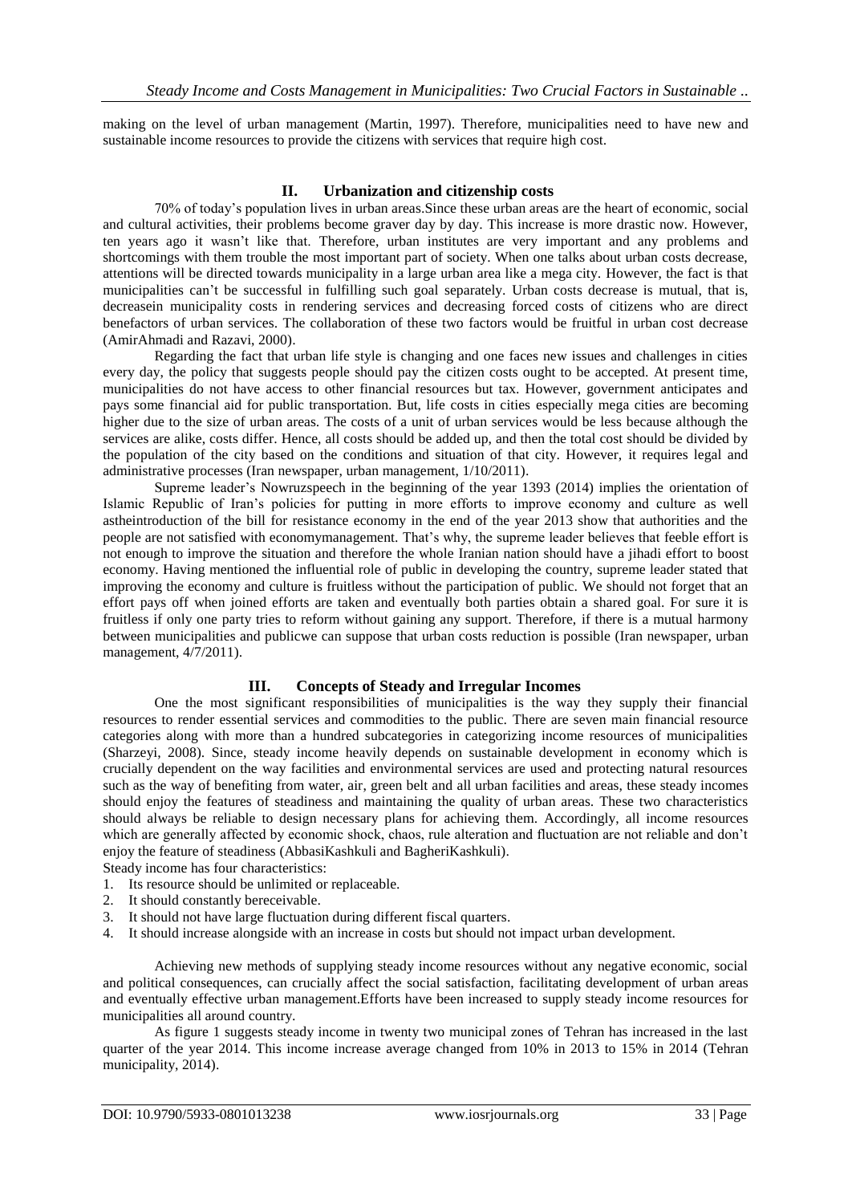making on the level of urban management (Martin, 1997). Therefore, municipalities need to have new and sustainable income resources to provide the citizens with services that require high cost.

## II. Urbanization and citizenship costs

70% of today's population lives in urban areas.Since these urban areas are the heart of economic, social and cultural activities, their problems become graver day by day. This increase is more drastic now. However, ten years ago it wasn't like that. Therefore, urban institutes are very important and any problems and shortcomings with them trouble the most important part of society. When one talks about urban costs decrease, attentions will be directed towards municipality in a large urban area like a mega city. However, the fact is that municipalities can't be successful in fulfilling such goal separately. Urban costs decrease is mutual, that is, decreasein municipality costs in rendering services and decreasing forced costs of citizens who are direct benefactors of urban services. The collaboration of these two factors would be fruitful in urban cost decrease (AmirAhmadi and Razavi, 2000).

Regarding the fact that urban life style is changing and one faces new issues and challenges in cities every day, the policy that suggests people should pay the citizen costs ought to be accepted. At present time, municipalities do not have access to other financial resources but tax. However, government anticipates and pays some financial aid for public transportation. But, life costs in cities especially mega cities are becoming higher due to the size of urban areas. The costs of a unit of urban services would be less because although the services are alike, costs differ. Hence, all costs should be added up, and then the total cost should be divided by the population of the city based on the conditions and situation of that city. However, it requires legal and administrative processes (Iran newspaper, urban management, 1/10/2011).

Supreme leader's Nowruzspeech in the beginning of the year 1393 (2014) implies the orientation of Islamic Republic of Iran's policies for putting in more efforts to improve economy and culture as well astheintroduction of the bill for resistance economy in the end of the year 2013 show that authorities and the people are not satisfied with economymanagement. That's why, the supreme leader believes that feeble effort is not enough to improve the situation and therefore the whole Iranian nation should have a jihadi effort to boost economy. Having mentioned the influential role of public in developing the country, supreme leader stated that improving the economy and culture is fruitless without the participation of public. We should not forget that an effort pays off when joined efforts are taken and eventually both parties obtain a shared goal. For sure it is fruitless if only one party tries to reform without gaining any support. Therefore, if there is a mutual harmony between municipalities and publicwe can suppose that urban costs reduction is possible (Iran newspaper, urban management, 4/7/2011).

## III. Concepts of Steady and Irregular Incomes

One the most significant responsibilities of municipalities is the way they supply their financial resources to render essential services and commodities to the public. There are seven main financial resource categories along with more than a hundred subcategories in categorizing income resources of municipalities (Sharzeyi, 2008). Since, steady income heavily depends on sustainable development in economy which is crucially dependent on the way facilities and environmental services are used and protecting natural resources such as the way of benefiting from water, air, green belt and all urban facilities and areas, these steady incomes should enjoy the features of steadiness and maintaining the quality of urban areas. These two characteristics should always be reliable to design necessary plans for achieving them. Accordingly, all income resources which are generally affected by economic shock, chaos, rule alteration and fluctuation are not reliable and don't enjoy the feature of steadiness (AbbasiKashkuli and BagheriKashkuli).

Steady income has four characteristics:

1. Its resource should be unlimited or replaceable.
2. It should constantly bereceivable.
3. It should not have large fluctuation during different fiscal quarters.
4. It should increase alongside with an increase in costs but should not impact urban development.

Achieving new methods of supplying steady income resources without any negative economic, social and political consequences, can crucially affect the social satisfaction, facilitating development of urban areas and eventually effective urban management.Efforts have been increased to supply steady income resources for municipalities all around country.

As figure 1 suggests steady income in twenty two municipal zones of Tehran has increased in the last quarter of the year 2014. This income increase average changed from 10% in 2013 to 15% in 2014 (Tehran municipality, 2014).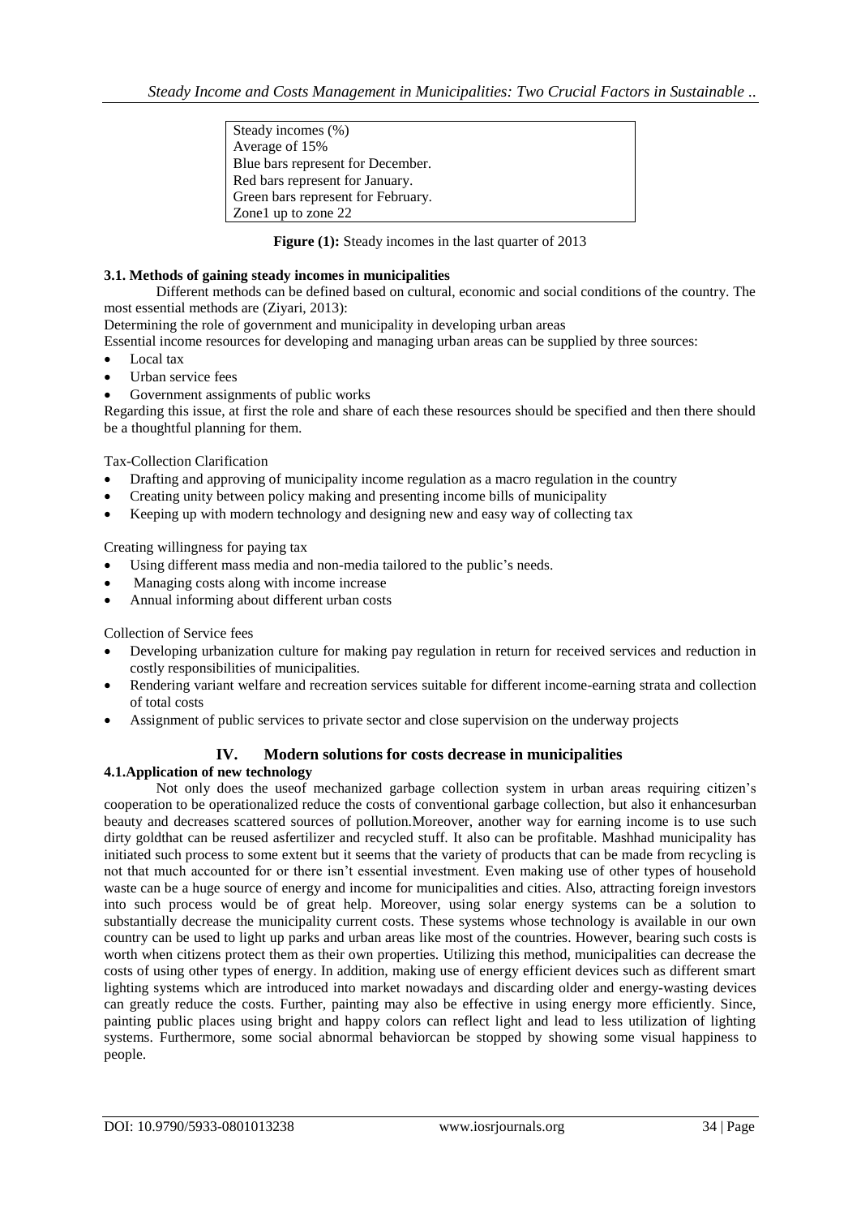| Steady incomes (%) |
|---|
| Average of 15% |
| Blue bars represent for December. |
| Red bars represent for January. |
| Green bars represent for February. |
| Zone1 up to zone 22 |

**Figure (1):** Steady incomes in the last quarter of 2013

### 3.1. Methods of gaining steady incomes in municipalities

Different methods can be defined based on cultural, economic and social conditions of the country. The most essential methods are (Ziyari, 2013):

Determining the role of government and municipality in developing urban areas

Essential income resources for developing and managing urban areas can be supplied by three sources:

- Local tax
- Urban service fees
- Government assignments of public works

Regarding this issue, at first the role and share of each these resources should be specified and then there should be a thoughtful planning for them.

Tax-Collection Clarification

- Drafting and approving of municipality income regulation as a macro regulation in the country
- Creating unity between policy making and presenting income bills of municipality
- Keeping up with modern technology and designing new and easy way of collecting tax

Creating willingness for paying tax

- Using different mass media and non-media tailored to the public's needs.
- Managing costs along with income increase
- Annual informing about different urban costs

Collection of Service fees

- Developing urbanization culture for making pay regulation in return for received services and reduction in costly responsibilities of municipalities.
- Rendering variant welfare and recreation services suitable for different income-earning strata and collection of total costs
- Assignment of public services to private sector and close supervision on the underway projects

## IV. Modern solutions for costs decrease in municipalities

### 4.1.Application of new technology

Not only does the useof mechanized garbage collection system in urban areas requiring citizen's cooperation to be operationalized reduce the costs of conventional garbage collection, but also it enhancesurban beauty and decreases scattered sources of pollution.Moreover, another way for earning income is to use such dirty goldthat can be reused asfertilizer and recycled stuff. It also can be profitable. Mashhad municipality has initiated such process to some extent but it seems that the variety of products that can be made from recycling is not that much accounted for or there isn't essential investment. Even making use of other types of household waste can be a huge source of energy and income for municipalities and cities. Also, attracting foreign investors into such process would be of great help. Moreover, using solar energy systems can be a solution to substantially decrease the municipality current costs. These systems whose technology is available in our own country can be used to light up parks and urban areas like most of the countries. However, bearing such costs is worth when citizens protect them as their own properties. Utilizing this method, municipalities can decrease the costs of using other types of energy. In addition, making use of energy efficient devices such as different smart lighting systems which are introduced into market nowadays and discarding older and energy-wasting devices can greatly reduce the costs. Further, painting may also be effective in using energy more efficiently. Since, painting public places using bright and happy colors can reflect light and lead to less utilization of lighting systems. Furthermore, some social abnormal behaviorcan be stopped by showing some visual happiness to people.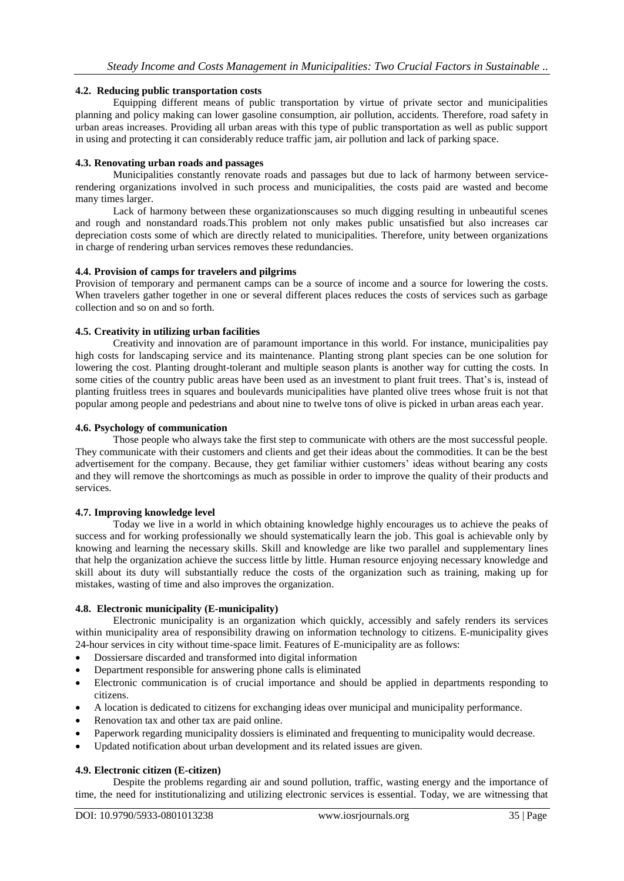### 4.2. Reducing public transportation costs

Equipping different means of public transportation by virtue of private sector and municipalities planning and policy making can lower gasoline consumption, air pollution, accidents. Therefore, road safety in urban areas increases. Providing all urban areas with this type of public transportation as well as public support in using and protecting it can considerably reduce traffic jam, air pollution and lack of parking space.

### 4.3. Renovating urban roads and passages

Municipalities constantly renovate roads and passages but due to lack of harmony between service-rendering organizations involved in such process and municipalities, the costs paid are wasted and become many times larger.

Lack of harmony between these organizationscauses so much digging resulting in unbeautiful scenes and rough and nonstandard roads.This problem not only makes public unsatisfied but also increases car depreciation costs some of which are directly related to municipalities. Therefore, unity between organizations in charge of rendering urban services removes these redundancies.

### 4.4. Provision of camps for travelers and pilgrims

Provision of temporary and permanent camps can be a source of income and a source for lowering the costs. When travelers gather together in one or several different places reduces the costs of services such as garbage collection and so on and so forth.

### 4.5. Creativity in utilizing urban facilities

Creativity and innovation are of paramount importance in this world. For instance, municipalities pay high costs for landscaping service and its maintenance. Planting strong plant species can be one solution for lowering the cost. Planting drought-tolerant and multiple season plants is another way for cutting the costs. In some cities of the country public areas have been used as an investment to plant fruit trees. That's is, instead of planting fruitless trees in squares and boulevards municipalities have planted olive trees whose fruit is not that popular among people and pedestrians and about nine to twelve tons of olive is picked in urban areas each year.

### 4.6. Psychology of communication

Those people who always take the first step to communicate with others are the most successful people. They communicate with their customers and clients and get their ideas about the commodities. It can be the best advertisement for the company. Because, they get familiar withier customers' ideas without bearing any costs and they will remove the shortcomings as much as possible in order to improve the quality of their products and services.

### 4.7. Improving knowledge level

Today we live in a world in which obtaining knowledge highly encourages us to achieve the peaks of success and for working professionally we should systematically learn the job. This goal is achievable only by knowing and learning the necessary skills. Skill and knowledge are like two parallel and supplementary lines that help the organization achieve the success little by little. Human resource enjoying necessary knowledge and skill about its duty will substantially reduce the costs of the organization such as training, making up for mistakes, wasting of time and also improves the organization.

### 4.8. Electronic municipality (E-municipality)

Electronic municipality is an organization which quickly, accessibly and safely renders its services within municipality area of responsibility drawing on information technology to citizens. E-municipality gives 24-hour services in city without time-space limit. Features of E-municipality are as follows:

- Dossiersare discarded and transformed into digital information
- Department responsible for answering phone calls is eliminated
- Electronic communication is of crucial importance and should be applied in departments responding to citizens.
- A location is dedicated to citizens for exchanging ideas over municipal and municipality performance.
- Renovation tax and other tax are paid online.
- Paperwork regarding municipality dossiers is eliminated and frequenting to municipality would decrease.
- Updated notification about urban development and its related issues are given.

### 4.9. Electronic citizen (E-citizen)

Despite the problems regarding air and sound pollution, traffic, wasting energy and the importance of time, the need for institutionalizing and utilizing electronic services is essential. Today, we are witnessing that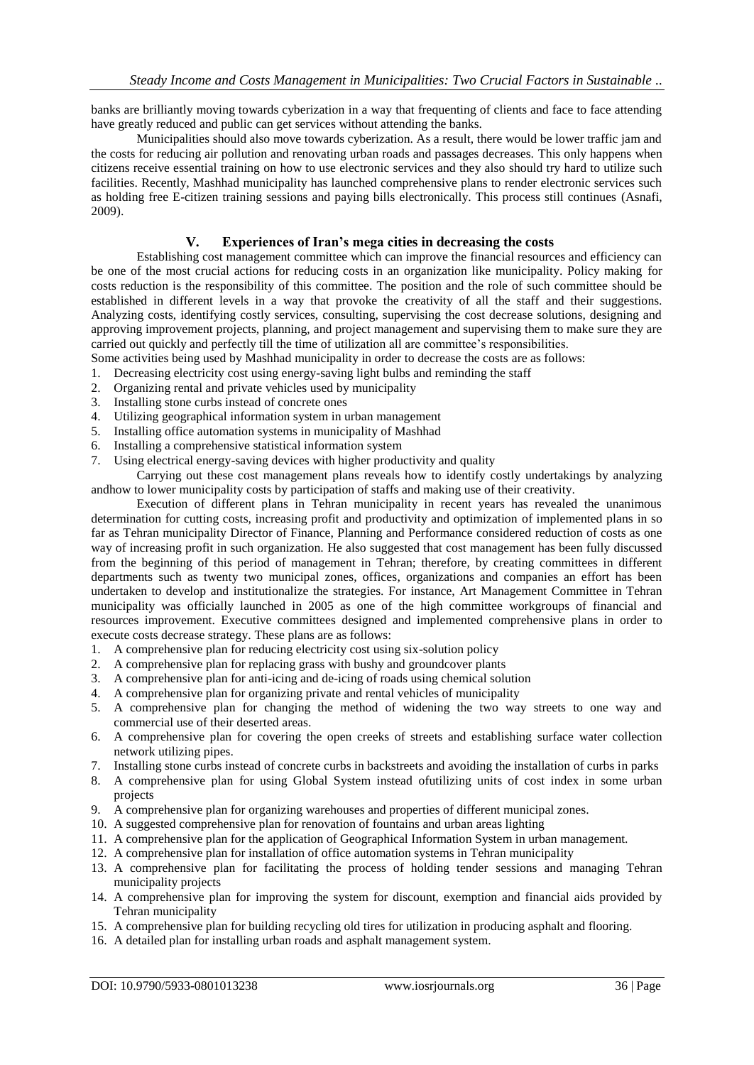banks are brilliantly moving towards cyberization in a way that frequenting of clients and face to face attending have greatly reduced and public can get services without attending the banks.

Municipalities should also move towards cyberization. As a result, there would be lower traffic jam and the costs for reducing air pollution and renovating urban roads and passages decreases. This only happens when citizens receive essential training on how to use electronic services and they also should try hard to utilize such facilities. Recently, Mashhad municipality has launched comprehensive plans to render electronic services such as holding free E-citizen training sessions and paying bills electronically. This process still continues (Asnafi, 2009).

## V. Experiences of Iran's mega cities in decreasing the costs

Establishing cost management committee which can improve the financial resources and efficiency can be one of the most crucial actions for reducing costs in an organization like municipality. Policy making for costs reduction is the responsibility of this committee. The position and the role of such committee should be established in different levels in a way that provoke the creativity of all the staff and their suggestions. Analyzing costs, identifying costly services, consulting, supervising the cost decrease solutions, designing and approving improvement projects, planning, and project management and supervising them to make sure they are carried out quickly and perfectly till the time of utilization all are committee's responsibilities.

Some activities being used by Mashhad municipality in order to decrease the costs are as follows:

1. Decreasing electricity cost using energy-saving light bulbs and reminding the staff
2. Organizing rental and private vehicles used by municipality
3. Installing stone curbs instead of concrete ones
4. Utilizing geographical information system in urban management
5. Installing office automation systems in municipality of Mashhad
6. Installing a comprehensive statistical information system
7. Using electrical energy-saving devices with higher productivity and quality

Carrying out these cost management plans reveals how to identify costly undertakings by analyzing andhow to lower municipality costs by participation of staffs and making use of their creativity.

Execution of different plans in Tehran municipality in recent years has revealed the unanimous determination for cutting costs, increasing profit and productivity and optimization of implemented plans in so far as Tehran municipality Director of Finance, Planning and Performance considered reduction of costs as one way of increasing profit in such organization. He also suggested that cost management has been fully discussed from the beginning of this period of management in Tehran; therefore, by creating committees in different departments such as twenty two municipal zones, offices, organizations and companies an effort has been undertaken to develop and institutionalize the strategies. For instance, Art Management Committee in Tehran municipality was officially launched in 2005 as one of the high committee workgroups of financial and resources improvement. Executive committees designed and implemented comprehensive plans in order to execute costs decrease strategy. These plans are as follows:

1. A comprehensive plan for reducing electricity cost using six-solution policy
2. A comprehensive plan for replacing grass with bushy and groundcover plants
3. A comprehensive plan for anti-icing and de-icing of roads using chemical solution
4. A comprehensive plan for organizing private and rental vehicles of municipality
5. A comprehensive plan for changing the method of widening the two way streets to one way and commercial use of their deserted areas.
6. A comprehensive plan for covering the open creeks of streets and establishing surface water collection network utilizing pipes.
7. Installing stone curbs instead of concrete curbs in backstreets and avoiding the installation of curbs in parks
8. A comprehensive plan for using Global System instead ofutilizing units of cost index in some urban projects
9. A comprehensive plan for organizing warehouses and properties of different municipal zones.
10. A suggested comprehensive plan for renovation of fountains and urban areas lighting
11. A comprehensive plan for the application of Geographical Information System in urban management.
12. A comprehensive plan for installation of office automation systems in Tehran municipality
13. A comprehensive plan for facilitating the process of holding tender sessions and managing Tehran municipality projects
14. A comprehensive plan for improving the system for discount, exemption and financial aids provided by Tehran municipality
15. A comprehensive plan for building recycling old tires for utilization in producing asphalt and flooring.
16. A detailed plan for installing urban roads and asphalt management system.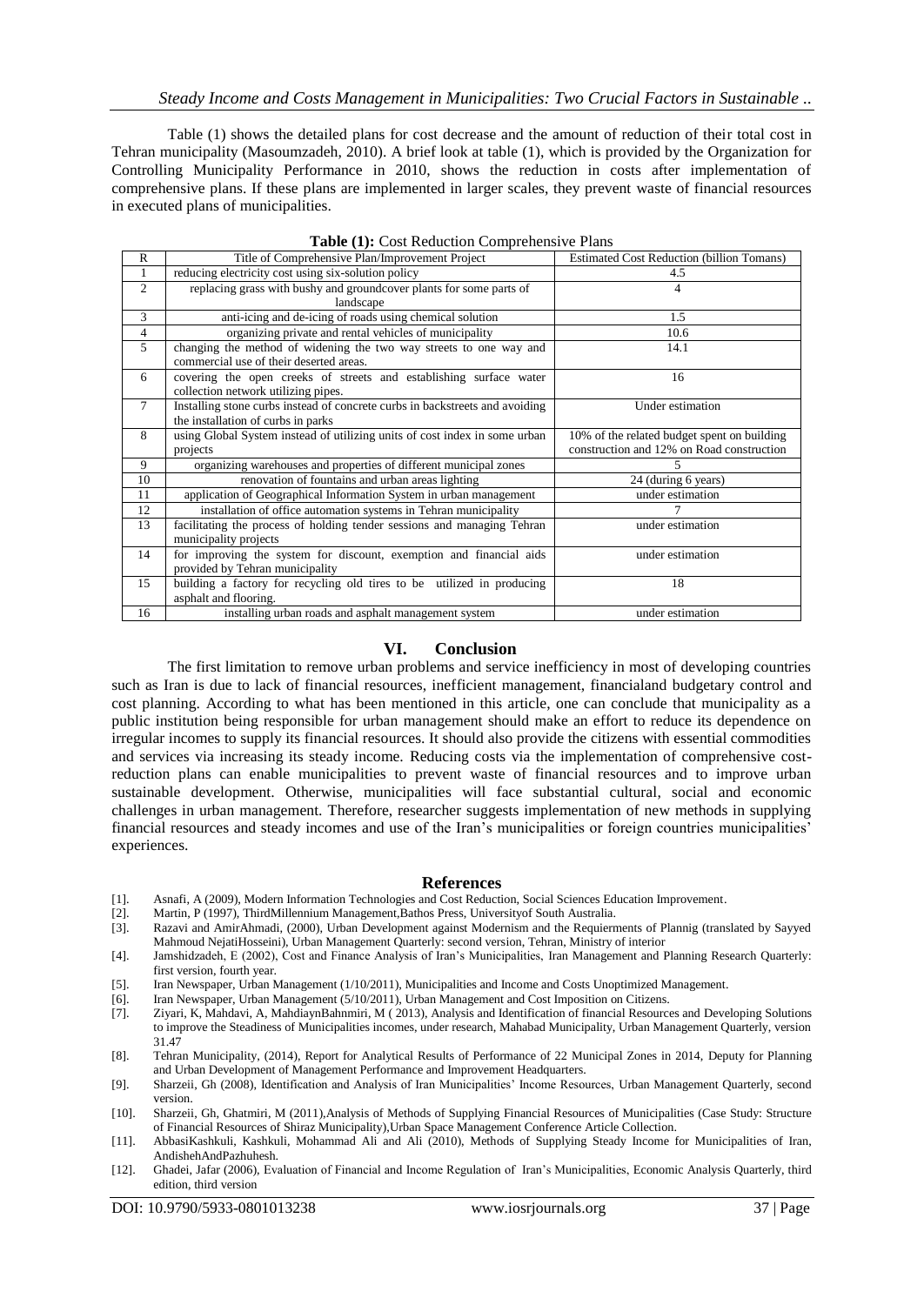Table (1) shows the detailed plans for cost decrease and the amount of reduction of their total cost in Tehran municipality (Masoumzadeh, 2010). A brief look at table (1), which is provided by the Organization for Controlling Municipality Performance in 2010, shows the reduction in costs after implementation of comprehensive plans. If these plans are implemented in larger scales, they prevent waste of financial resources in executed plans of municipalities.

**Table (1):** Cost Reduction Comprehensive Plans

| R | Title of Comprehensive Plan/Improvement Project | Estimated Cost Reduction (billion Tomans) |
|---|---|---|
| 1 | reducing electricity cost using six-solution policy | 4.5 |
| 2 | replacing grass with bushy and groundcover plants for some parts of landscape | 4 |
| 3 | anti-icing and de-icing of roads using chemical solution | 1.5 |
| 4 | organizing private and rental vehicles of municipality | 10.6 |
| 5 | changing the method of widening the two way streets to one way and commercial use of their deserted areas. | 14.1 |
| 6 | covering the open creeks of streets and establishing surface water collection network utilizing pipes. | 16 |
| 7 | Installing stone curbs instead of concrete curbs in backstreets and avoiding the installation of curbs in parks | Under estimation |
| 8 | using Global System instead of utilizing units of cost index in some urban projects | 10% of the related budget spent on building construction and 12% on Road construction |
| 9 | organizing warehouses and properties of different municipal zones | 5 |
| 10 | renovation of fountains and urban areas lighting | 24 (during 6 years) |
| 11 | application of Geographical Information System in urban management | under estimation |
| 12 | installation of office automation systems in Tehran municipality | 7 |
| 13 | facilitating the process of holding tender sessions and managing Tehran municipality projects | under estimation |
| 14 | for improving the system for discount, exemption and financial aids provided by Tehran municipality | under estimation |
| 15 | building a factory for recycling old tires to be utilized in producing asphalt and flooring. | 18 |
| 16 | installing urban roads and asphalt management system | under estimation |

## VI. Conclusion

The first limitation to remove urban problems and service inefficiency in most of developing countries such as Iran is due to lack of financial resources, inefficient management, financialand budgetary control and cost planning. According to what has been mentioned in this article, one can conclude that municipality as a public institution being responsible for urban management should make an effort to reduce its dependence on irregular incomes to supply its financial resources. It should also provide the citizens with essential commodities and services via increasing its steady income. Reducing costs via the implementation of comprehensive cost-reduction plans can enable municipalities to prevent waste of financial resources and to improve urban sustainable development. Otherwise, municipalities will face substantial cultural, social and economic challenges in urban management. Therefore, researcher suggests implementation of new methods in supplying financial resources and steady incomes and use of the Iran's municipalities or foreign countries municipalities' experiences.

## References

[1]. Asnafi, A (2009), Modern Information Technologies and Cost Reduction, Social Sciences Education Improvement.

[2]. Martin, P (1997), ThirdMillennium Management,Bathos Press, Universityof South Australia.

[3]. Razavi and AmirAhmadi, (2000), Urban Development against Modernism and the Requierments of Plannig (translated by Sayyed Mahmoud NejatiHosseini), Urban Management Quarterly: second version, Tehran, Ministry of interior

[4]. Jamshidzadeh, E (2002), Cost and Finance Analysis of Iran's Municipalities, Iran Management and Planning Research Quarterly: first version, fourth year.

[5]. Iran Newspaper, Urban Management (1/10/2011), Municipalities and Income and Costs Unoptimized Management.

[6]. Iran Newspaper, Urban Management (5/10/2011), Urban Management and Cost Imposition on Citizens.

[7]. Ziyari, K, Mahdavi, A, MahdiaynBahnmiri, M ( 2013), Analysis and Identification of financial Resources and Developing Solutions to improve the Steadiness of Municipalities incomes, under research, Mahabad Municipality, Urban Management Quarterly, version 31.47

[8]. Tehran Municipality, (2014), Report for Analytical Results of Performance of 22 Municipal Zones in 2014, Deputy for Planning and Urban Development of Management Performance and Improvement Headquarters.

[9]. Sharzeii, Gh (2008), Identification and Analysis of Iran Municipalities' Income Resources, Urban Management Quarterly, second version.

[10]. Sharzeii, Gh, Ghatmiri, M (2011),Analysis of Methods of Supplying Financial Resources of Municipalities (Case Study: Structure of Financial Resources of Shiraz Municipality),Urban Space Management Conference Article Collection.

[11]. AbbasiKashkuli, Kashkuli, Mohammad Ali and Ali (2010), Methods of Supplying Steady Income for Municipalities of Iran, AndishehAndPazhuhesh.

[12]. Ghadei, Jafar (2006), Evaluation of Financial and Income Regulation of Iran's Municipalities, Economic Analysis Quarterly, third edition, third version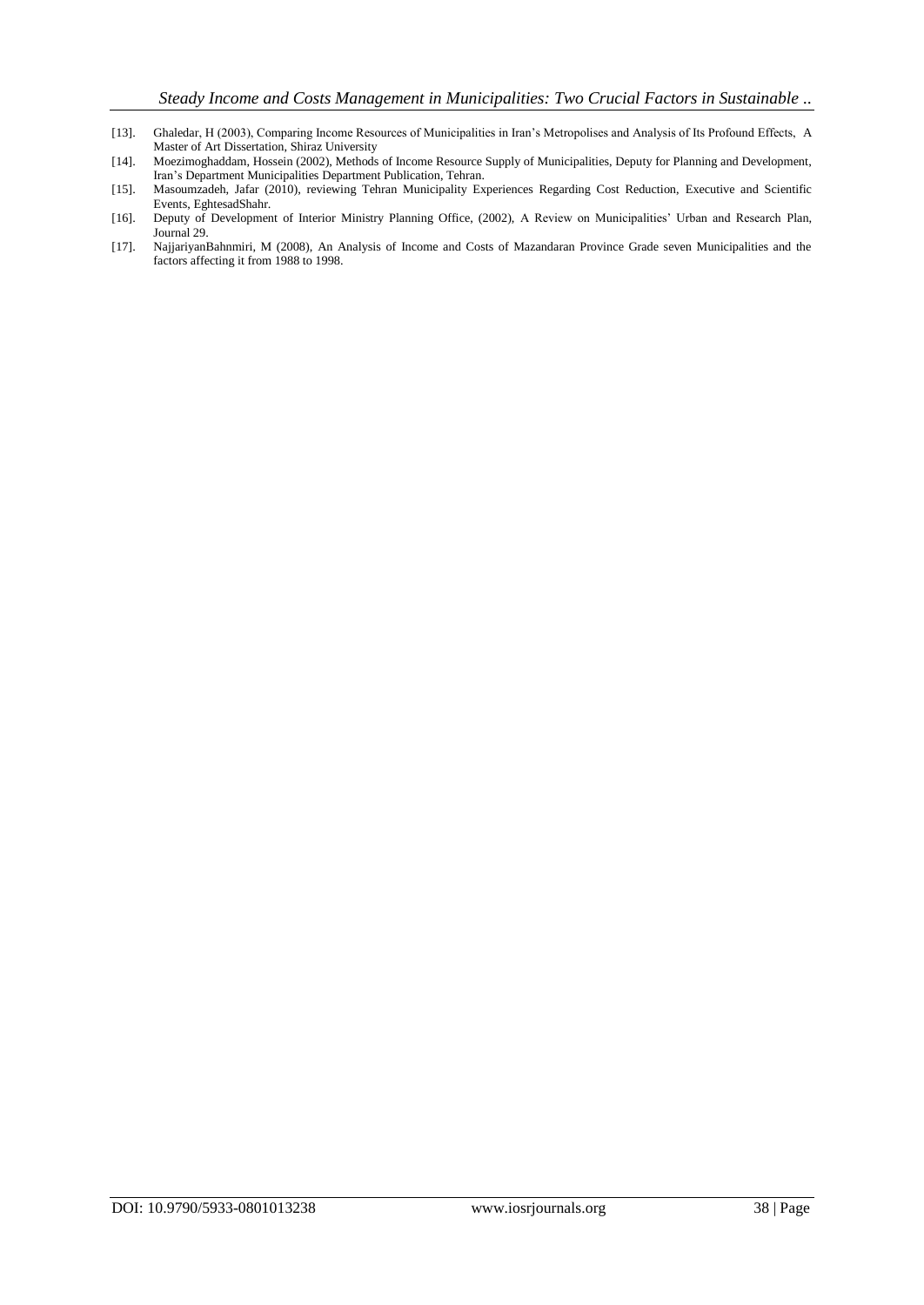[13]. Ghaledar, H (2003), Comparing Income Resources of Municipalities in Iran's Metropolises and Analysis of Its Profound Effects, A Master of Art Dissertation, Shiraz University

[14]. Moezimoghaddam, Hossein (2002), Methods of Income Resource Supply of Municipalities, Deputy for Planning and Development, Iran's Department Municipalities Department Publication, Tehran.

[15]. Masoumzadeh, Jafar (2010), reviewing Tehran Municipality Experiences Regarding Cost Reduction, Executive and Scientific Events, EghtesadShahr.

[16]. Deputy of Development of Interior Ministry Planning Office, (2002), A Review on Municipalities' Urban and Research Plan, Journal 29.

[17]. NajjariyanBahnmiri, M (2008), An Analysis of Income and Costs of Mazandaran Province Grade seven Municipalities and the factors affecting it from 1988 to 1998.